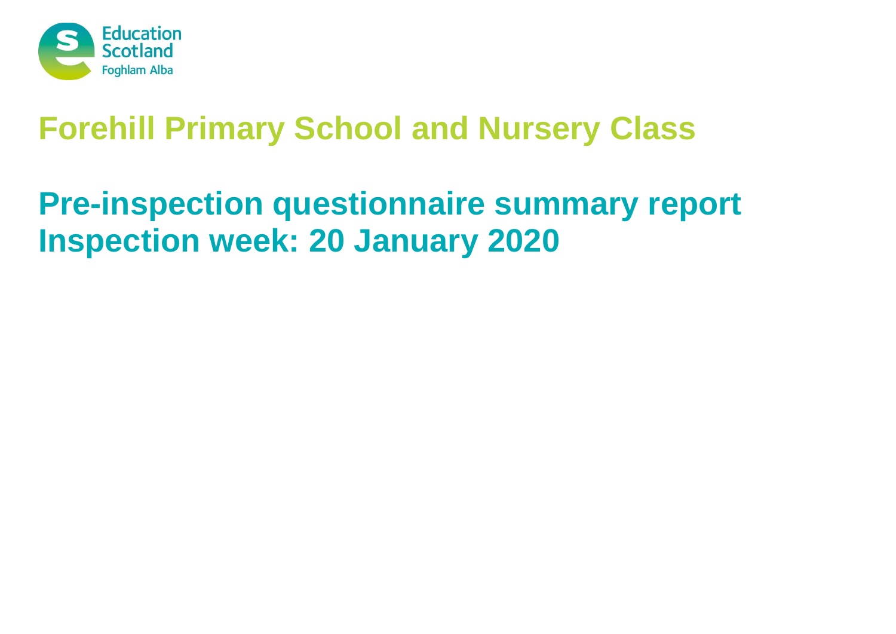Education Scotland
Foghlam Alba

# Forehill Primary School and Nursery Class

## Pre-inspection questionnaire summary report
## Inspection week: 20 January 2020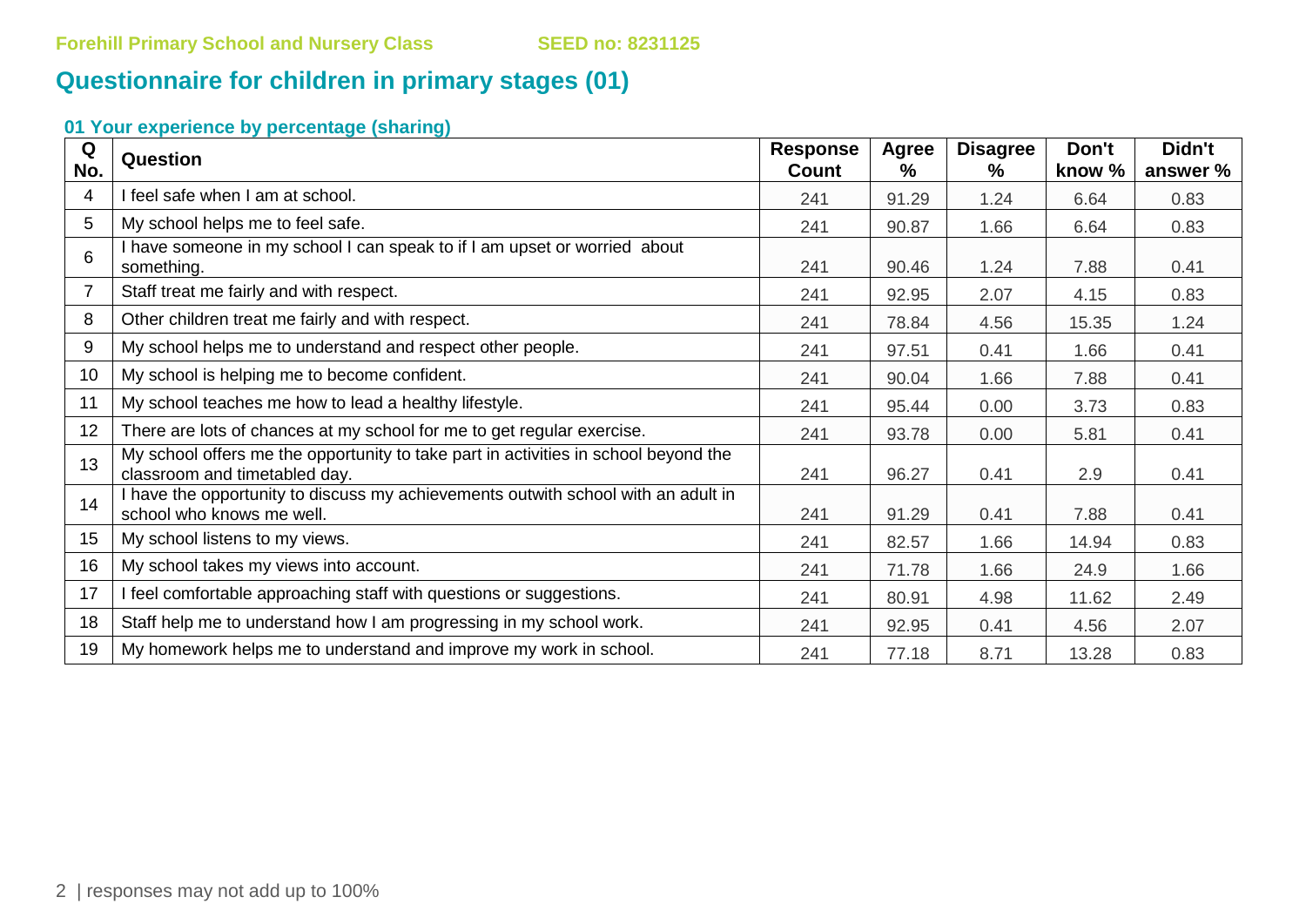Forehill Primary School and Nursery Class SEED no: 8231125

## Questionnaire for children in primary stages (01)

### 01 Your experience by percentage (sharing)

| Q No. | Question | Response Count | Agree % | Disagree % | Don't know % | Didn't answer % |
|---|---|---|---|---|---|---|
| 4 | I feel safe when I am at school. | 241 | 91.29 | 1.24 | 6.64 | 0.83 |
| 5 | My school helps me to feel safe. | 241 | 90.87 | 1.66 | 6.64 | 0.83 |
| 6 | I have someone in my school I can speak to if I am upset or worried about something. | 241 | 90.46 | 1.24 | 7.88 | 0.41 |
| 7 | Staff treat me fairly and with respect. | 241 | 92.95 | 2.07 | 4.15 | 0.83 |
| 8 | Other children treat me fairly and with respect. | 241 | 78.84 | 4.56 | 15.35 | 1.24 |
| 9 | My school helps me to understand and respect other people. | 241 | 97.51 | 0.41 | 1.66 | 0.41 |
| 10 | My school is helping me to become confident. | 241 | 90.04 | 1.66 | 7.88 | 0.41 |
| 11 | My school teaches me how to lead a healthy lifestyle. | 241 | 95.44 | 0.00 | 3.73 | 0.83 |
| 12 | There are lots of chances at my school for me to get regular exercise. | 241 | 93.78 | 0.00 | 5.81 | 0.41 |
| 13 | My school offers me the opportunity to take part in activities in school beyond the classroom and timetabled day. | 241 | 96.27 | 0.41 | 2.9 | 0.41 |
| 14 | I have the opportunity to discuss my achievements outwith school with an adult in school who knows me well. | 241 | 91.29 | 0.41 | 7.88 | 0.41 |
| 15 | My school listens to my views. | 241 | 82.57 | 1.66 | 14.94 | 0.83 |
| 16 | My school takes my views into account. | 241 | 71.78 | 1.66 | 24.9 | 1.66 |
| 17 | I feel comfortable approaching staff with questions or suggestions. | 241 | 80.91 | 4.98 | 11.62 | 2.49 |
| 18 | Staff help me to understand how I am progressing in my school work. | 241 | 92.95 | 0.41 | 4.56 | 2.07 |
| 19 | My homework helps me to understand and improve my work in school. | 241 | 77.18 | 8.71 | 13.28 | 0.83 |

responses may not add up to 100%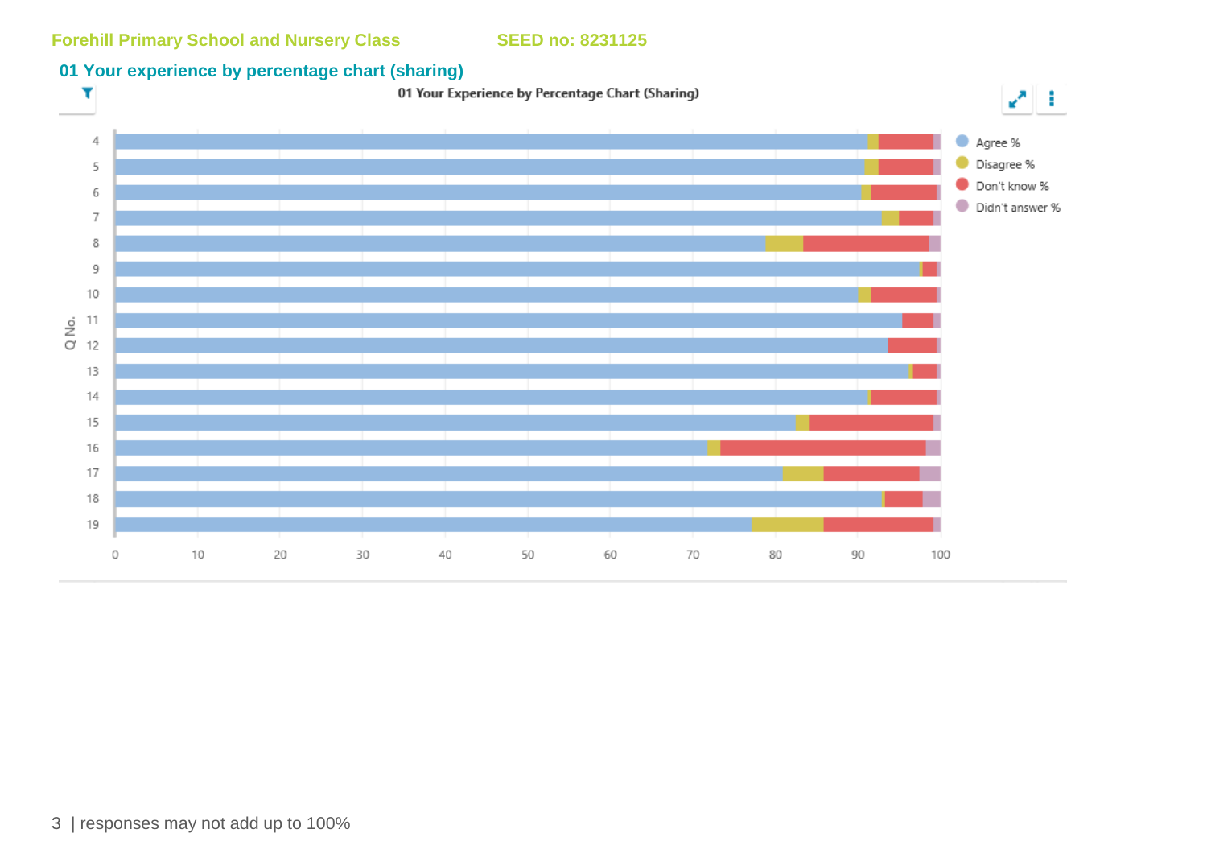Forehill Primary School and Nursery Class SEED no: 8231125

## 01 Your experience by percentage chart (sharing)

01 Your Experience by Percentage Chart (Sharing)

Q No.: 4, 5, 6, 7, 8, 9, 10, 11, 12, 13, 14, 15, 16, 17, 18, 19

Axis: 0, 10, 20, 30, 40, 50, 60, 70, 80, 90, 100

Legend: Agree %, Disagree %, Don't know %, Didn't answer %

3 | responses may not add up to 100%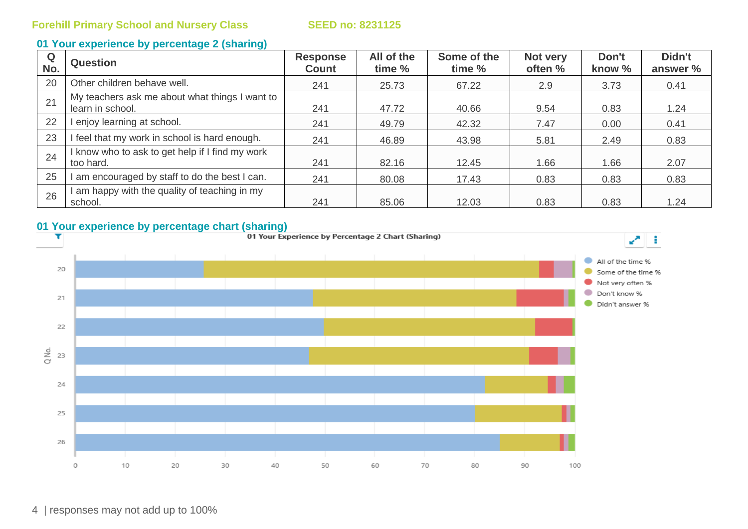Forehill Primary School and Nursery Class SEED no: 8231125

## 01 Your experience by percentage 2 (sharing)

| Q No. | Question | Response Count | All of the time % | Some of the time % | Not very often % | Don't know % | Didn't answer % |
|---|---|---|---|---|---|---|---|
| 20 | Other children behave well. | 241 | 25.73 | 67.22 | 2.9 | 3.73 | 0.41 |
| 21 | My teachers ask me about what things I want to learn in school. | 241 | 47.72 | 40.66 | 9.54 | 0.83 | 1.24 |
| 22 | I enjoy learning at school. | 241 | 49.79 | 42.32 | 7.47 | 0.00 | 0.41 |
| 23 | I feel that my work in school is hard enough. | 241 | 46.89 | 43.98 | 5.81 | 2.49 | 0.83 |
| 24 | I know who to ask to get help if I find my work too hard. | 241 | 82.16 | 12.45 | 1.66 | 1.66 | 2.07 |
| 25 | I am encouraged by staff to do the best I can. | 241 | 80.08 | 17.43 | 0.83 | 0.83 | 0.83 |
| 26 | I am happy with the quality of teaching in my school. | 241 | 85.06 | 12.03 | 0.83 | 0.83 | 1.24 |

## 01 Your experience by percentage chart (sharing)

01 Your Experience by Percentage 2 Chart (Sharing)

responses may not add up to 100%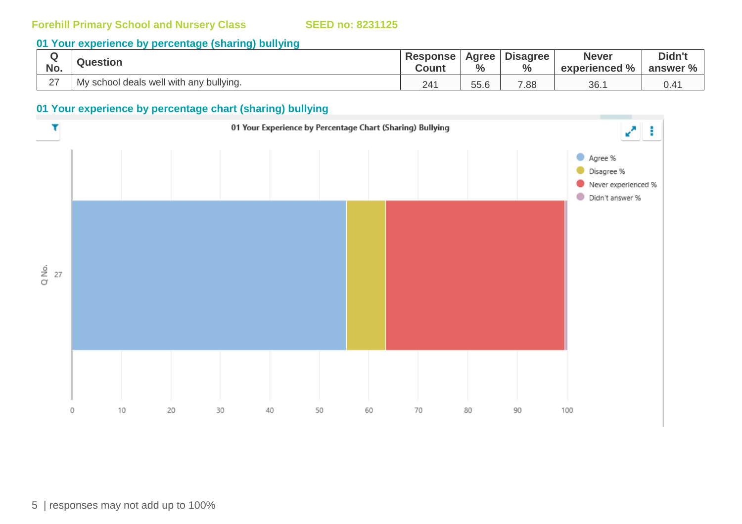Forehill Primary School and Nursery Class SEED no: 8231125

## 01 Your experience by percentage (sharing) bullying

| Q No. | Question | Response Count | Agree % | Disagree % | Never experienced % | Didn't answer % |
|---|---|---|---|---|---|---|
| 27 | My school deals well with any bullying. | 241 | 55.6 | 7.88 | 36.1 | 0.41 |

## 01 Your experience by percentage chart (sharing) bullying

01 Your Experience by Percentage Chart (Sharing) Bullying

| Q No. | Agree % | Disagree % | Never experienced % | Didn't answer % |
|---|---|---|---|---|
| 27 | 55.6 | 7.88 | 36.1 | 0.41 |

responses may not add up to 100%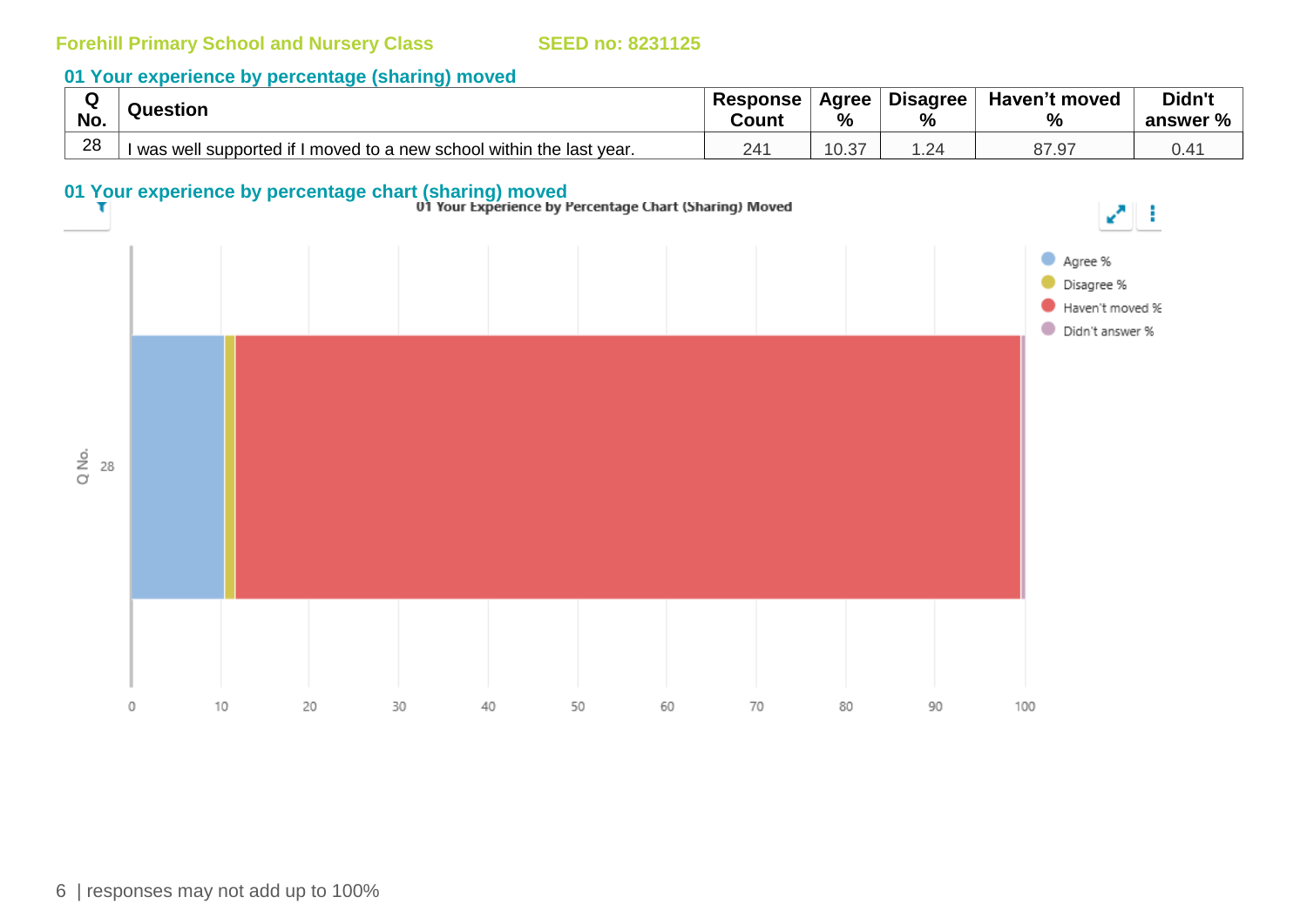Forehill Primary School and Nursery Class SEED no: 8231125

## 01 Your experience by percentage (sharing) moved

| Q No. | Question | Response Count | Agree % | Disagree % | Haven't moved % | Didn't answer % |
|---|---|---|---|---|---|---|
| 28 | I was well supported if I moved to a new school within the last year. | 241 | 10.37 | 1.24 | 87.97 | 0.41 |

## 01 Your experience by percentage chart (sharing) moved

01 Your Experience by Percentage Chart (Sharing) Moved

Legend: Agree %, Disagree %, Haven't moved %, Didn't answer %

Q No.: 28

X-axis: 0, 10, 20, 30, 40, 50, 60, 70, 80, 90, 100

| responses may not add up to 100%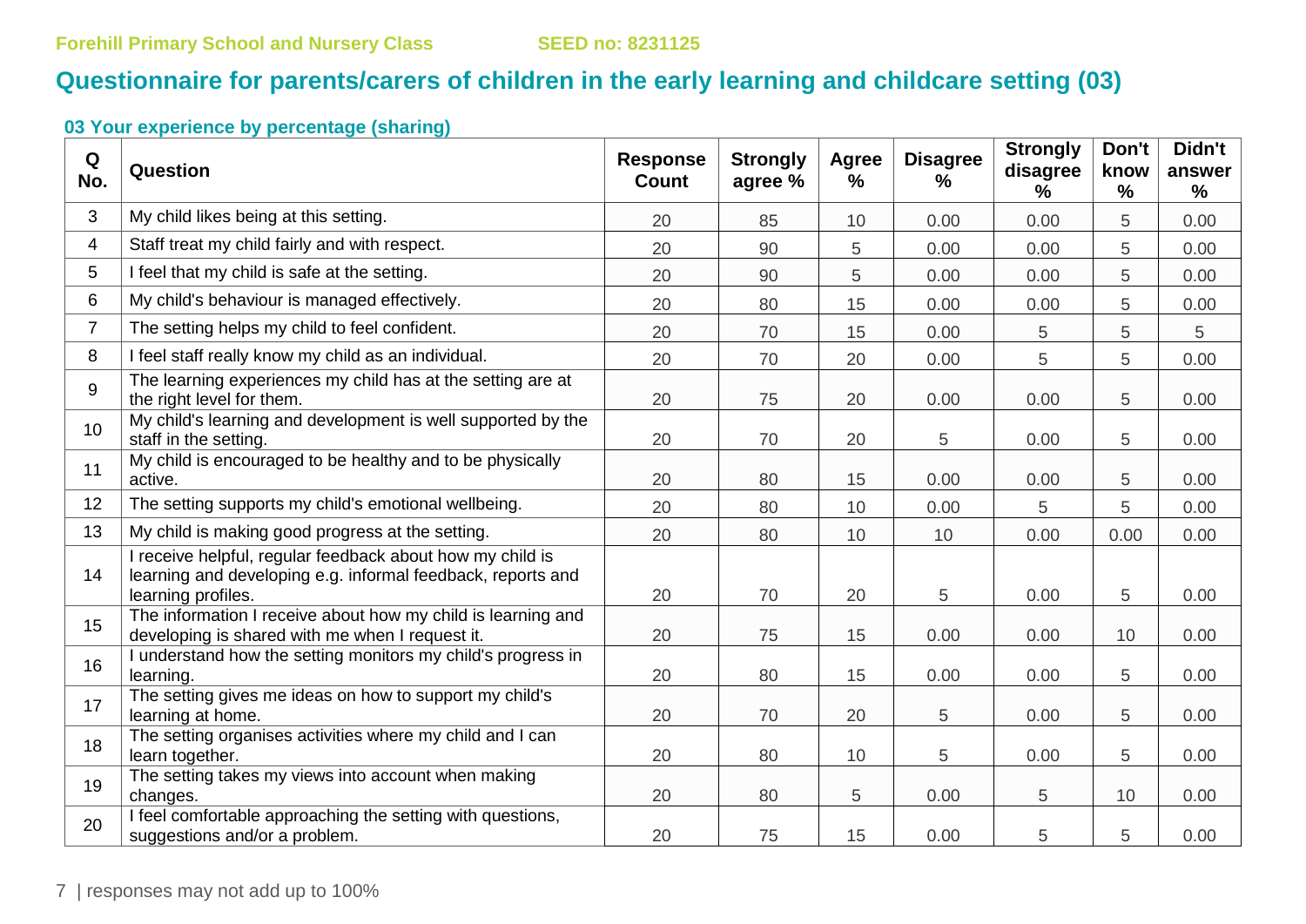Forehill Primary School and Nursery Class SEED no: 8231125

# Questionnaire for parents/carers of children in the early learning and childcare setting (03)

### 03 Your experience by percentage (sharing)

| Q No. | Question | Response Count | Strongly agree % | Agree % | Disagree % | Strongly disagree % | Don't know % | Didn't answer % |
|---|---|---|---|---|---|---|---|---|
| 3 | My child likes being at this setting. | 20 | 85 | 10 | 0.00 | 0.00 | 5 | 0.00 |
| 4 | Staff treat my child fairly and with respect. | 20 | 90 | 5 | 0.00 | 0.00 | 5 | 0.00 |
| 5 | I feel that my child is safe at the setting. | 20 | 90 | 5 | 0.00 | 0.00 | 5 | 0.00 |
| 6 | My child's behaviour is managed effectively. | 20 | 80 | 15 | 0.00 | 0.00 | 5 | 0.00 |
| 7 | The setting helps my child to feel confident. | 20 | 70 | 15 | 0.00 | 5 | 5 | 5 |
| 8 | I feel staff really know my child as an individual. | 20 | 70 | 20 | 0.00 | 5 | 5 | 0.00 |
| 9 | The learning experiences my child has at the setting are at the right level for them. | 20 | 75 | 20 | 0.00 | 0.00 | 5 | 0.00 |
| 10 | My child's learning and development is well supported by the staff in the setting. | 20 | 70 | 20 | 5 | 0.00 | 5 | 0.00 |
| 11 | My child is encouraged to be healthy and to be physically active. | 20 | 80 | 15 | 0.00 | 0.00 | 5 | 0.00 |
| 12 | The setting supports my child's emotional wellbeing. | 20 | 80 | 10 | 0.00 | 5 | 5 | 0.00 |
| 13 | My child is making good progress at the setting. | 20 | 80 | 10 | 10 | 0.00 | 0.00 | 0.00 |
| 14 | I receive helpful, regular feedback about how my child is learning and developing e.g. informal feedback, reports and learning profiles. | 20 | 70 | 20 | 5 | 0.00 | 5 | 0.00 |
| 15 | The information I receive about how my child is learning and developing is shared with me when I request it. | 20 | 75 | 15 | 0.00 | 0.00 | 10 | 0.00 |
| 16 | I understand how the setting monitors my child's progress in learning. | 20 | 80 | 15 | 0.00 | 0.00 | 5 | 0.00 |
| 17 | The setting gives me ideas on how to support my child's learning at home. | 20 | 70 | 20 | 5 | 0.00 | 5 | 0.00 |
| 18 | The setting organises activities where my child and I can learn together. | 20 | 80 | 10 | 5 | 0.00 | 5 | 0.00 |
| 19 | The setting takes my views into account when making changes. | 20 | 80 | 5 | 0.00 | 5 | 10 | 0.00 |
| 20 | I feel comfortable approaching the setting with questions, suggestions and/or a problem. | 20 | 75 | 15 | 0.00 | 5 | 5 | 0.00 |

responses may not add up to 100%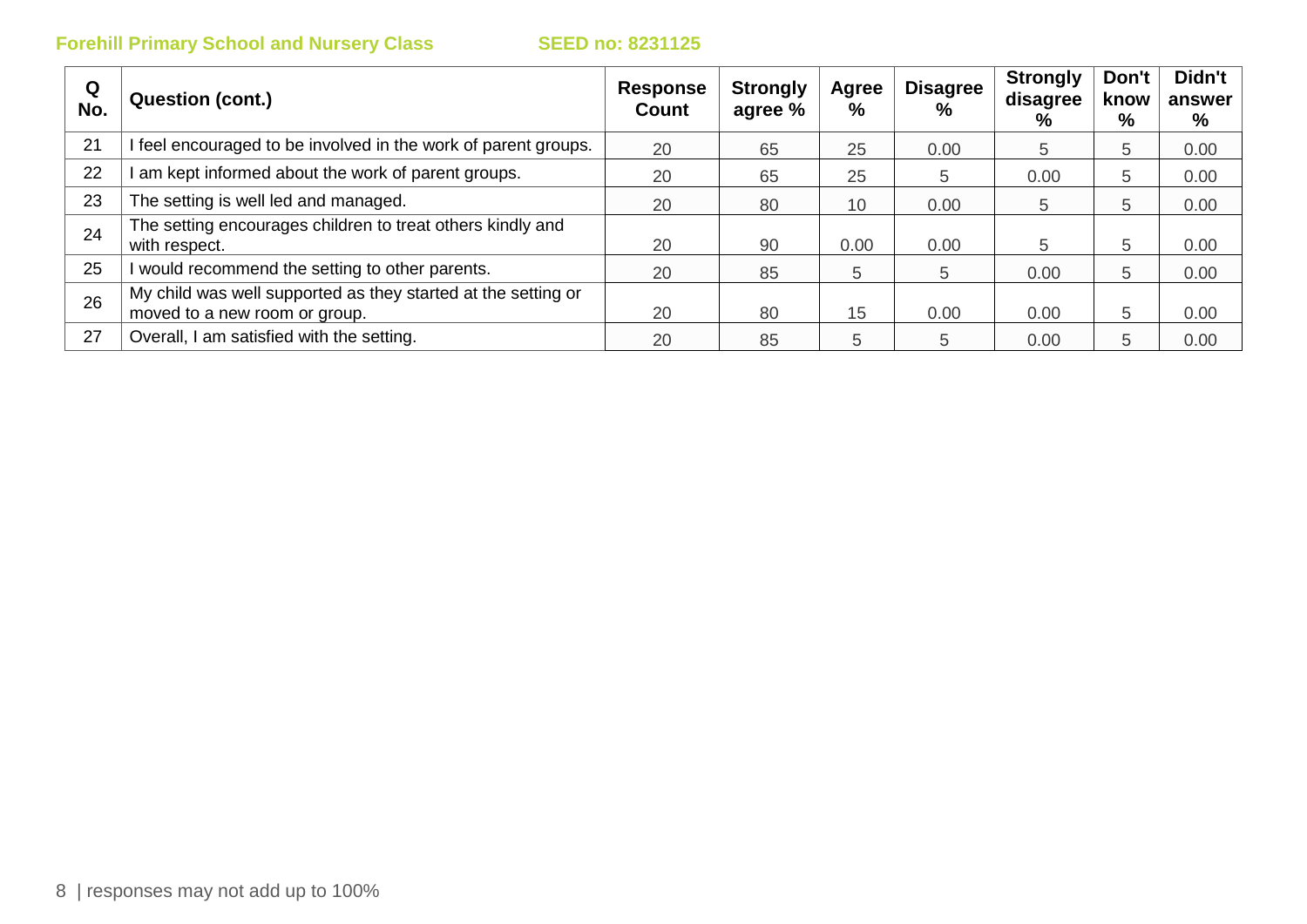Forehill Primary School and Nursery Class SEED no: 8231125

| Q No. | Question (cont.) | Response Count | Strongly agree % | Agree % | Disagree % | Strongly disagree % | Don't know % | Didn't answer % |
|---|---|---|---|---|---|---|---|---|
| 21 | I feel encouraged to be involved in the work of parent groups. | 20 | 65 | 25 | 0.00 | 5 | 5 | 0.00 |
| 22 | I am kept informed about the work of parent groups. | 20 | 65 | 25 | 5 | 0.00 | 5 | 0.00 |
| 23 | The setting is well led and managed. | 20 | 80 | 10 | 0.00 | 5 | 5 | 0.00 |
| 24 | The setting encourages children to treat others kindly and with respect. | 20 | 90 | 0.00 | 0.00 | 5 | 5 | 0.00 |
| 25 | I would recommend the setting to other parents. | 20 | 85 | 5 | 5 | 0.00 | 5 | 0.00 |
| 26 | My child was well supported as they started at the setting or moved to a new room or group. | 20 | 80 | 15 | 0.00 | 0.00 | 5 | 0.00 |
| 27 | Overall, I am satisfied with the setting. | 20 | 85 | 5 | 5 | 0.00 | 5 | 0.00 |

responses may not add up to 100%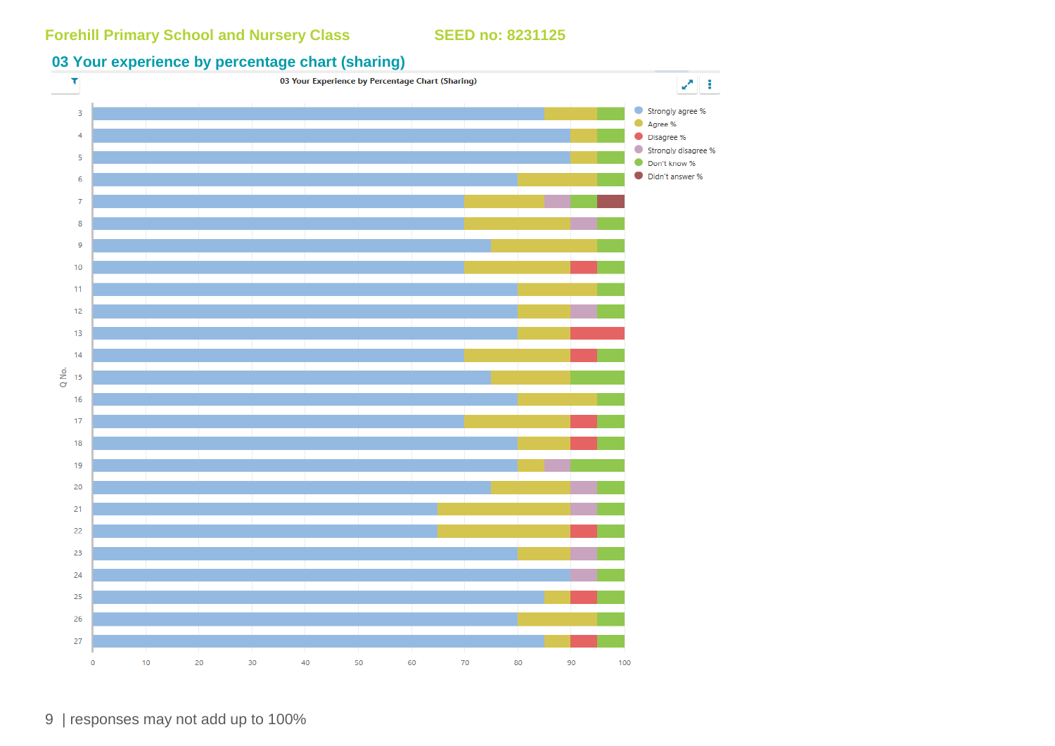Forehill Primary School and Nursery Class SEED no: 8231125

## 03 Your experience by percentage chart (sharing)

03 Your Experience by Percentage Chart (Sharing)

Strongly agree %
Agree %
Disagree %
Strongly disagree %
Don't know %
Didn't answer %

Q No.

| Q No. | Strongly agree % | Agree % | Disagree % | Strongly disagree % | Don't know % | Didn't answer % |
|---|---|---|---|---|---|---|
| 3 | 85 | 10 | | | 5 | |
| 4 | 90 | 5 | | | 5 | |
| 5 | 90 | 5 | | | 5 | |
| 6 | 80 | 15 | | | 5 | |
| 7 | 70 | 15 | | 5 | 5 | 5 |
| 8 | 70 | 20 | | 5 | 5 | |
| 9 | 75 | 20 | | | 5 | |
| 10 | 70 | 20 | 5 | | 5 | |
| 11 | 80 | 15 | | | 5 | |
| 12 | 80 | 10 | | 5 | 5 | |
| 13 | 80 | 10 | 10 | | | |
| 14 | 70 | 20 | 5 | | 5 | |
| 15 | 75 | 15 | | | 10 | |
| 16 | 80 | 15 | | | 5 | |
| 17 | 70 | 20 | 5 | | 5 | |
| 18 | 80 | 10 | 5 | | 5 | |
| 19 | 80 | 5 | | 5 | 10 | |
| 20 | 75 | 15 | | 5 | 5 | |
| 21 | 65 | 25 | | 5 | 5 | |
| 22 | 65 | 25 | 5 | | 5 | |
| 23 | 80 | 10 | | 5 | 5 | |
| 24 | 90 | | | 5 | 5 | |
| 25 | 85 | 5 | 5 | | 5 | |
| 26 | 80 | 15 | | | 5 | |
| 27 | 85 | 5 | 5 | | 5 | |

0 10 20 30 40 50 60 70 80 90 100

| responses may not add up to 100%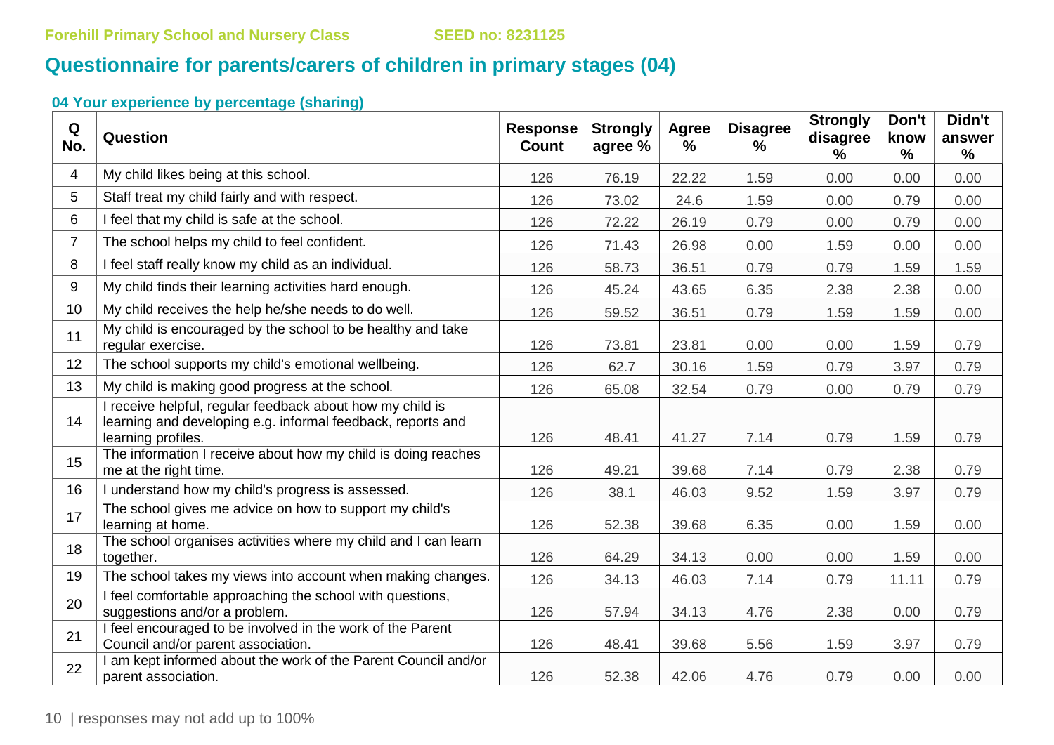Forehill Primary School and Nursery Class SEED no: 8231125

## Questionnaire for parents/carers of children in primary stages (04)

### 04 Your experience by percentage (sharing)

| Q No. | Question | Response Count | Strongly agree % | Agree % | Disagree % | Strongly disagree % | Don't know % | Didn't answer % |
|---|---|---|---|---|---|---|---|---|
| 4 | My child likes being at this school. | 126 | 76.19 | 22.22 | 1.59 | 0.00 | 0.00 | 0.00 |
| 5 | Staff treat my child fairly and with respect. | 126 | 73.02 | 24.6 | 1.59 | 0.00 | 0.79 | 0.00 |
| 6 | I feel that my child is safe at the school. | 126 | 72.22 | 26.19 | 0.79 | 0.00 | 0.79 | 0.00 |
| 7 | The school helps my child to feel confident. | 126 | 71.43 | 26.98 | 0.00 | 1.59 | 0.00 | 0.00 |
| 8 | I feel staff really know my child as an individual. | 126 | 58.73 | 36.51 | 0.79 | 0.79 | 1.59 | 1.59 |
| 9 | My child finds their learning activities hard enough. | 126 | 45.24 | 43.65 | 6.35 | 2.38 | 2.38 | 0.00 |
| 10 | My child receives the help he/she needs to do well. | 126 | 59.52 | 36.51 | 0.79 | 1.59 | 1.59 | 0.00 |
| 11 | My child is encouraged by the school to be healthy and take regular exercise. | 126 | 73.81 | 23.81 | 0.00 | 0.00 | 1.59 | 0.79 |
| 12 | The school supports my child's emotional wellbeing. | 126 | 62.7 | 30.16 | 1.59 | 0.79 | 3.97 | 0.79 |
| 13 | My child is making good progress at the school. | 126 | 65.08 | 32.54 | 0.79 | 0.00 | 0.79 | 0.79 |
| 14 | I receive helpful, regular feedback about how my child is learning and developing e.g. informal feedback, reports and learning profiles. | 126 | 48.41 | 41.27 | 7.14 | 0.79 | 1.59 | 0.79 |
| 15 | The information I receive about how my child is doing reaches me at the right time. | 126 | 49.21 | 39.68 | 7.14 | 0.79 | 2.38 | 0.79 |
| 16 | I understand how my child's progress is assessed. | 126 | 38.1 | 46.03 | 9.52 | 1.59 | 3.97 | 0.79 |
| 17 | The school gives me advice on how to support my child's learning at home. | 126 | 52.38 | 39.68 | 6.35 | 0.00 | 1.59 | 0.00 |
| 18 | The school organises activities where my child and I can learn together. | 126 | 64.29 | 34.13 | 0.00 | 0.00 | 1.59 | 0.00 |
| 19 | The school takes my views into account when making changes. | 126 | 34.13 | 46.03 | 7.14 | 0.79 | 11.11 | 0.79 |
| 20 | I feel comfortable approaching the school with questions, suggestions and/or a problem. | 126 | 57.94 | 34.13 | 4.76 | 2.38 | 0.00 | 0.79 |
| 21 | I feel encouraged to be involved in the work of the Parent Council and/or parent association. | 126 | 48.41 | 39.68 | 5.56 | 1.59 | 3.97 | 0.79 |
| 22 | I am kept informed about the work of the Parent Council and/or parent association. | 126 | 52.38 | 42.06 | 4.76 | 0.79 | 0.00 | 0.00 |

responses may not add up to 100%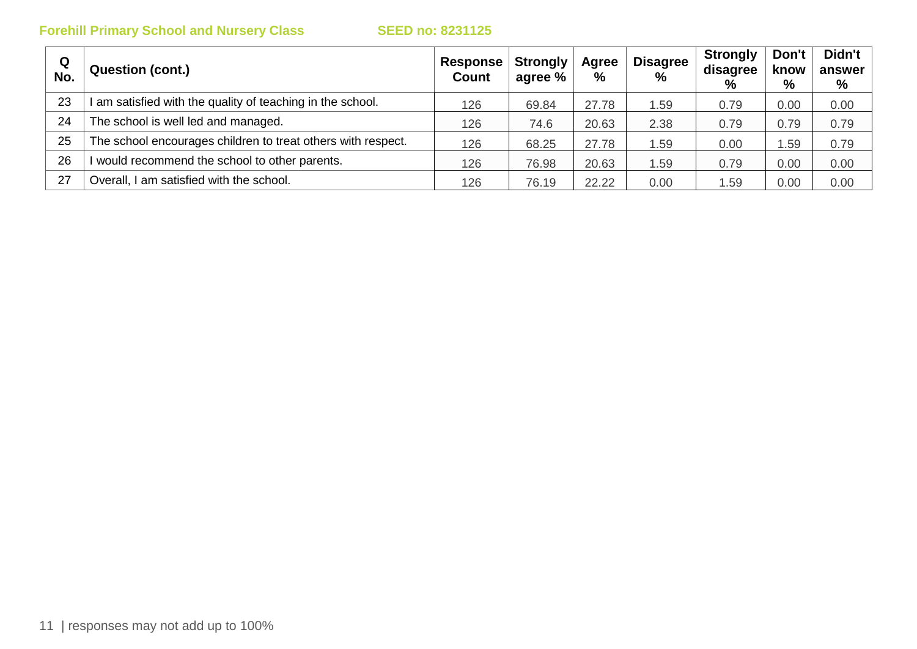**Forehill Primary School and Nursery Class** **SEED no: 8231125**

| Q No. | Question (cont.) | Response Count | Strongly agree % | Agree % | Disagree % | Strongly disagree % | Don't know % | Didn't answer % |
|---|---|---|---|---|---|---|---|---|
| 23 | I am satisfied with the quality of teaching in the school. | 126 | 69.84 | 27.78 | 1.59 | 0.79 | 0.00 | 0.00 |
| 24 | The school is well led and managed. | 126 | 74.6 | 20.63 | 2.38 | 0.79 | 0.79 | 0.79 |
| 25 | The school encourages children to treat others with respect. | 126 | 68.25 | 27.78 | 1.59 | 0.00 | 1.59 | 0.79 |
| 26 | I would recommend the school to other parents. | 126 | 76.98 | 20.63 | 1.59 | 0.79 | 0.00 | 0.00 |
| 27 | Overall, I am satisfied with the school. | 126 | 76.19 | 22.22 | 0.00 | 1.59 | 0.00 | 0.00 |

responses may not add up to 100%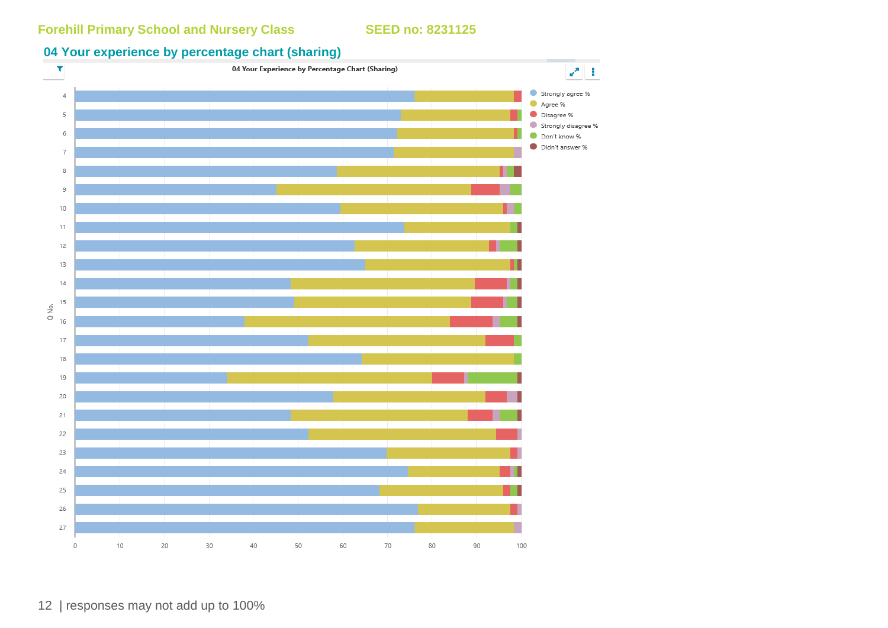Forehill Primary School and Nursery Class SEED no: 8231125

## 04 Your experience by percentage chart (sharing)

04 Your Experience by Percentage Chart (Sharing)

responses may not add up to 100%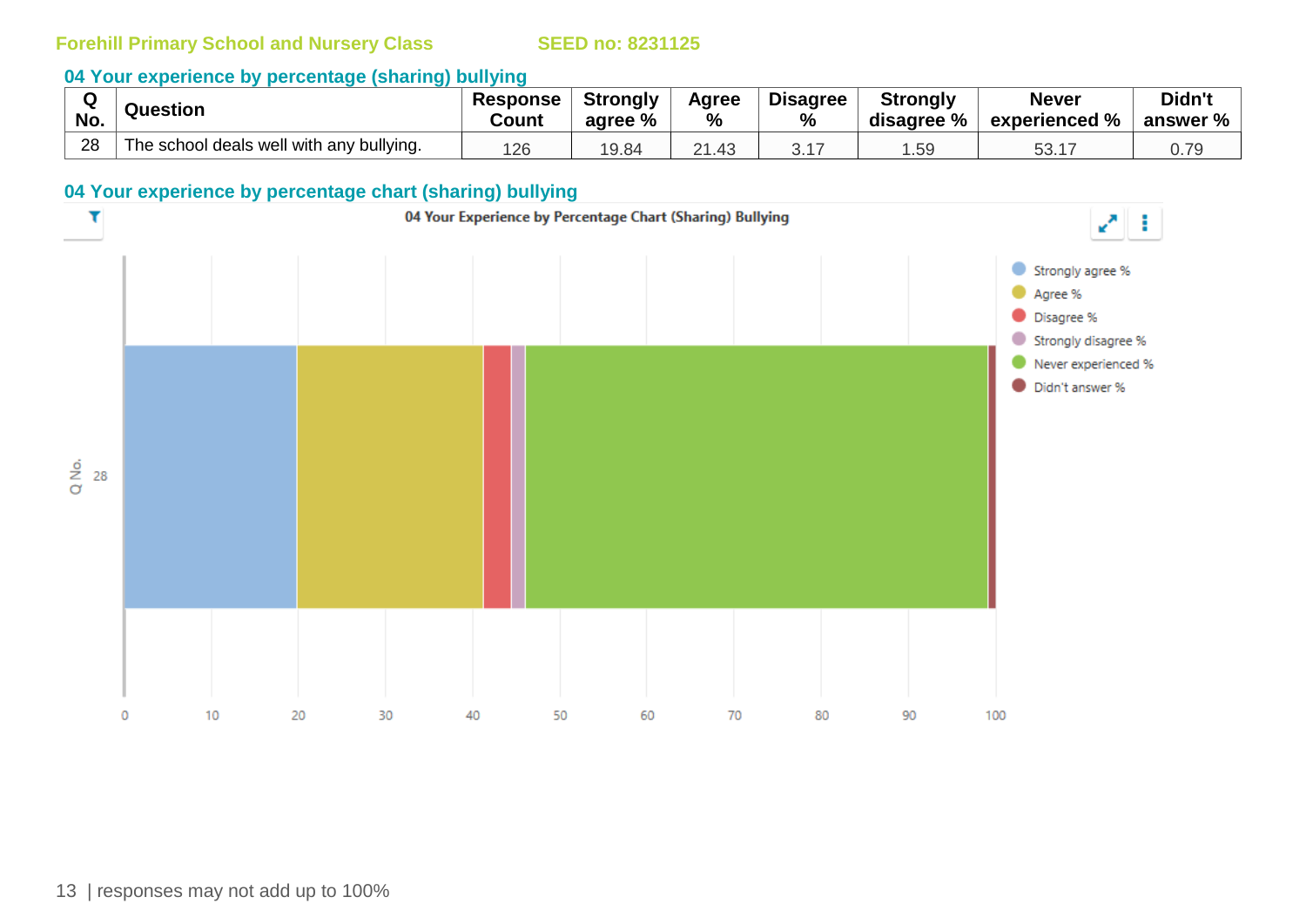Forehill Primary School and Nursery Class    SEED no: 8231125

## 04 Your experience by percentage (sharing) bullying

| Q No. | Question | Response Count | Strongly agree % | Agree % | Disagree % | Strongly disagree % | Never experienced % | Didn't answer % |
|---|---|---|---|---|---|---|---|---|
| 28 | The school deals well with any bullying. | 126 | 19.84 | 21.43 | 3.17 | 1.59 | 53.17 | 0.79 |

## 04 Your experience by percentage chart (sharing) bullying

04 Your Experience by Percentage Chart (Sharing) Bullying

responses may not add up to 100%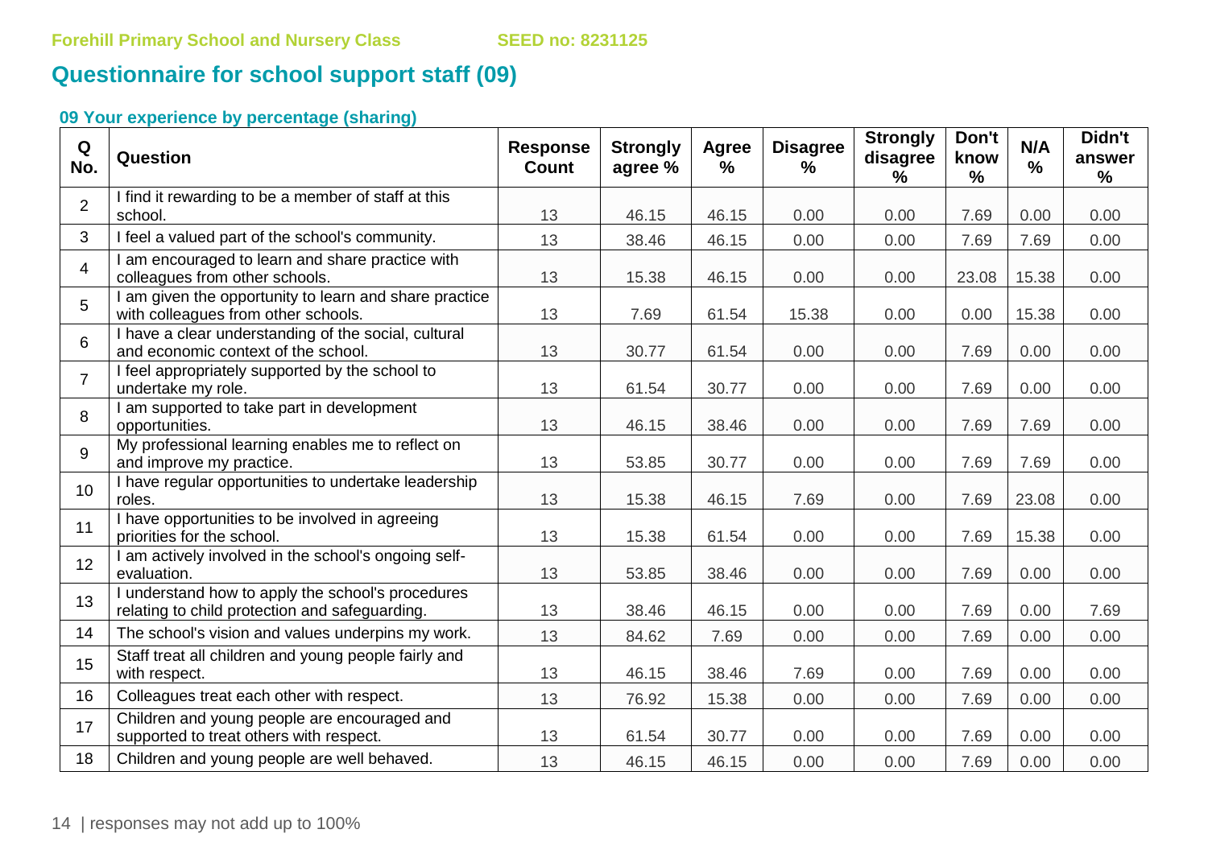Forehill Primary School and Nursery Class SEED no: 8231125

## Questionnaire for school support staff (09)

### 09 Your experience by percentage (sharing)

| Q No. | Question | Response Count | Strongly agree % | Agree % | Disagree % | Strongly disagree % | Don't know % | N/A % | Didn't answer % |
|---|---|---|---|---|---|---|---|---|---|
| 2 | I find it rewarding to be a member of staff at this school. | 13 | 46.15 | 46.15 | 0.00 | 0.00 | 7.69 | 0.00 | 0.00 |
| 3 | I feel a valued part of the school's community. | 13 | 38.46 | 46.15 | 0.00 | 0.00 | 7.69 | 7.69 | 0.00 |
| 4 | I am encouraged to learn and share practice with colleagues from other schools. | 13 | 15.38 | 46.15 | 0.00 | 0.00 | 23.08 | 15.38 | 0.00 |
| 5 | I am given the opportunity to learn and share practice with colleagues from other schools. | 13 | 7.69 | 61.54 | 15.38 | 0.00 | 0.00 | 15.38 | 0.00 |
| 6 | I have a clear understanding of the social, cultural and economic context of the school. | 13 | 30.77 | 61.54 | 0.00 | 0.00 | 7.69 | 0.00 | 0.00 |
| 7 | I feel appropriately supported by the school to undertake my role. | 13 | 61.54 | 30.77 | 0.00 | 0.00 | 7.69 | 0.00 | 0.00 |
| 8 | I am supported to take part in development opportunities. | 13 | 46.15 | 38.46 | 0.00 | 0.00 | 7.69 | 7.69 | 0.00 |
| 9 | My professional learning enables me to reflect on and improve my practice. | 13 | 53.85 | 30.77 | 0.00 | 0.00 | 7.69 | 7.69 | 0.00 |
| 10 | I have regular opportunities to undertake leadership roles. | 13 | 15.38 | 46.15 | 7.69 | 0.00 | 7.69 | 23.08 | 0.00 |
| 11 | I have opportunities to be involved in agreeing priorities for the school. | 13 | 15.38 | 61.54 | 0.00 | 0.00 | 7.69 | 15.38 | 0.00 |
| 12 | I am actively involved in the school's ongoing self-evaluation. | 13 | 53.85 | 38.46 | 0.00 | 0.00 | 7.69 | 0.00 | 0.00 |
| 13 | I understand how to apply the school's procedures relating to child protection and safeguarding. | 13 | 38.46 | 46.15 | 0.00 | 0.00 | 7.69 | 0.00 | 7.69 |
| 14 | The school's vision and values underpins my work. | 13 | 84.62 | 7.69 | 0.00 | 0.00 | 7.69 | 0.00 | 0.00 |
| 15 | Staff treat all children and young people fairly and with respect. | 13 | 46.15 | 38.46 | 7.69 | 0.00 | 7.69 | 0.00 | 0.00 |
| 16 | Colleagues treat each other with respect. | 13 | 76.92 | 15.38 | 0.00 | 0.00 | 7.69 | 0.00 | 0.00 |
| 17 | Children and young people are encouraged and supported to treat others with respect. | 13 | 61.54 | 30.77 | 0.00 | 0.00 | 7.69 | 0.00 | 0.00 |
| 18 | Children and young people are well behaved. | 13 | 46.15 | 46.15 | 0.00 | 0.00 | 7.69 | 0.00 | 0.00 |

responses may not add up to 100%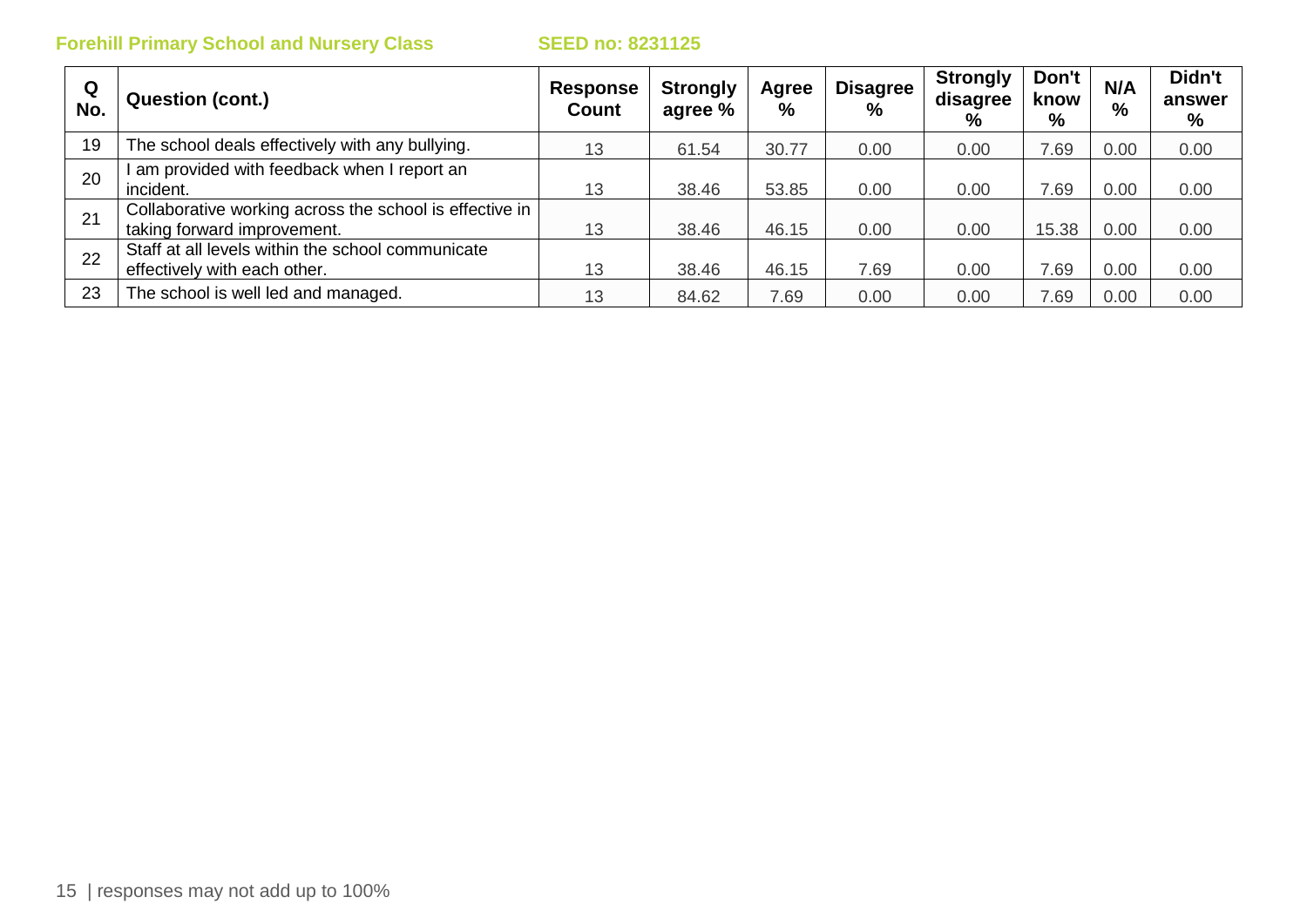**Forehill Primary School and Nursery Class** **SEED no: 8231125**

| Q No. | Question (cont.) | Response Count | Strongly agree % | Agree % | Disagree % | Strongly disagree % | Don't know % | N/A % | Didn't answer % |
|---|---|---|---|---|---|---|---|---|---|
| 19 | The school deals effectively with any bullying. | 13 | 61.54 | 30.77 | 0.00 | 0.00 | 7.69 | 0.00 | 0.00 |
| 20 | I am provided with feedback when I report an incident. | 13 | 38.46 | 53.85 | 0.00 | 0.00 | 7.69 | 0.00 | 0.00 |
| 21 | Collaborative working across the school is effective in taking forward improvement. | 13 | 38.46 | 46.15 | 0.00 | 0.00 | 15.38 | 0.00 | 0.00 |
| 22 | Staff at all levels within the school communicate effectively with each other. | 13 | 38.46 | 46.15 | 7.69 | 0.00 | 7.69 | 0.00 | 0.00 |
| 23 | The school is well led and managed. | 13 | 84.62 | 7.69 | 0.00 | 0.00 | 7.69 | 0.00 | 0.00 |

responses may not add up to 100%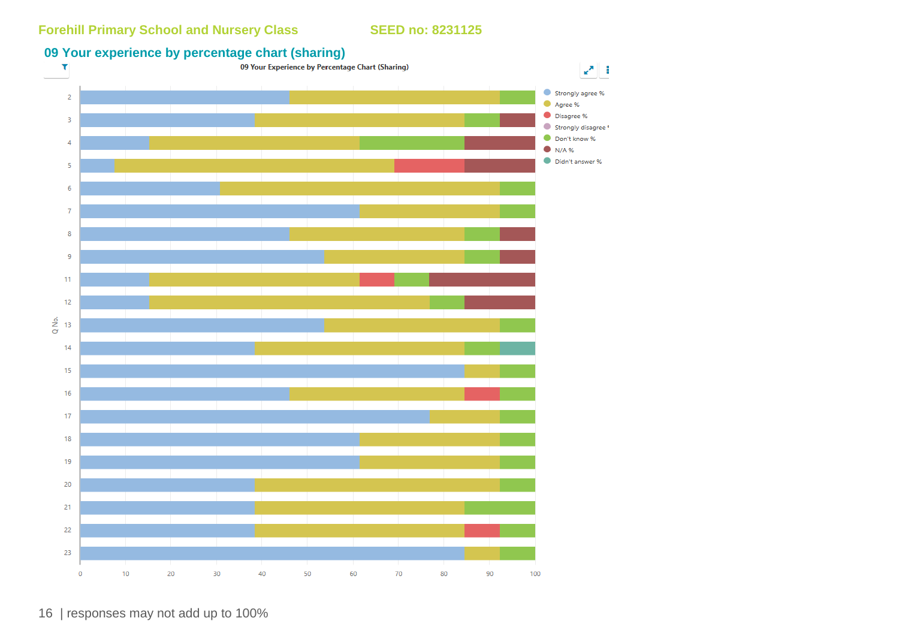Forehill Primary School and Nursery Class SEED no: 8231125

## 09 Your experience by percentage chart (sharing)

09 Your Experience by Percentage Chart (Sharing)

Legend: Strongly agree %, Agree %, Disagree %, Strongly disagree %, Don't know %, N/A %, Didn't answer %

Q No.: 2, 3, 4, 5, 6, 7, 8, 9, 11, 12, 13, 14, 15, 16, 17, 18, 19, 20, 21, 22, 23

0 10 20 30 40 50 60 70 80 90 100

| responses may not add up to 100%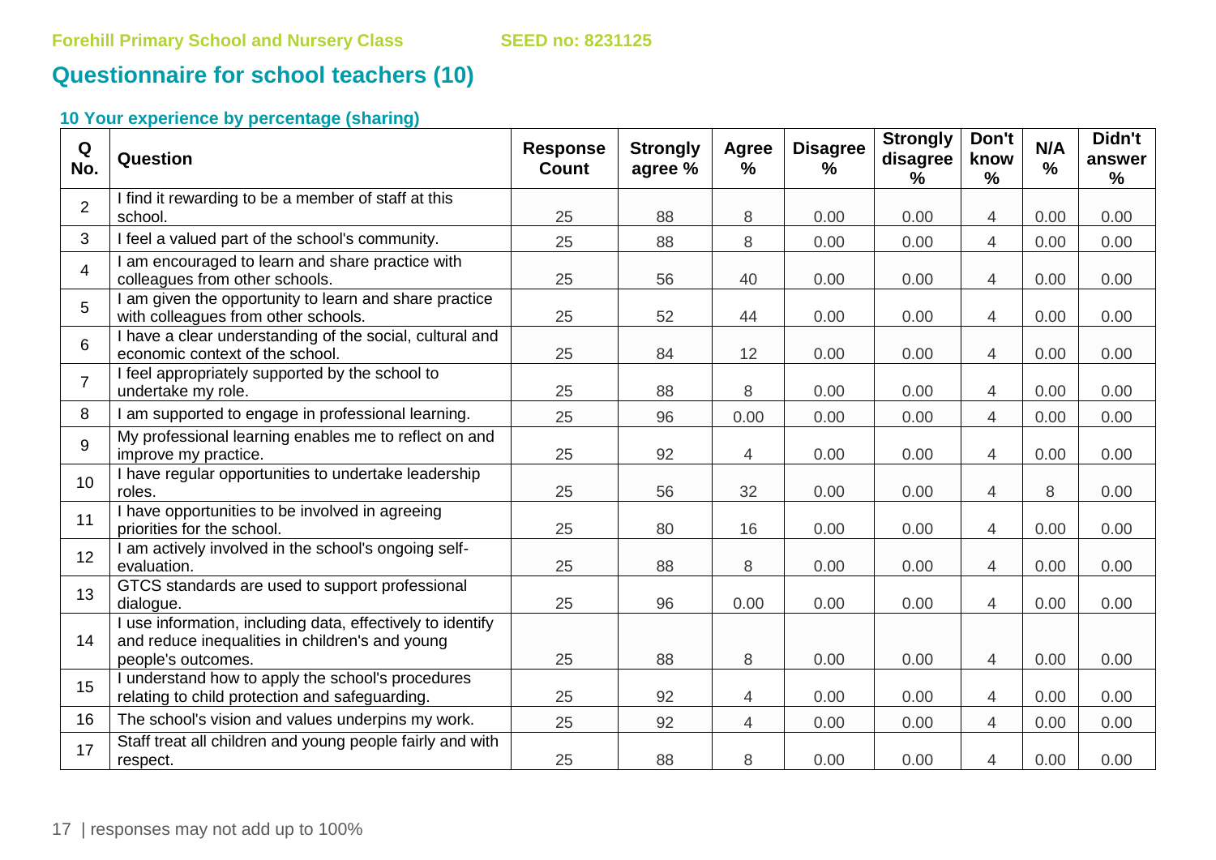Forehill Primary School and Nursery Class SEED no: 8231125

## Questionnaire for school teachers (10)

### 10 Your experience by percentage (sharing)

| Q No. | Question | Response Count | Strongly agree % | Agree % | Disagree % | Strongly disagree % | Don't know % | N/A % | Didn't answer % |
|---|---|---|---|---|---|---|---|---|---|
| 2 | I find it rewarding to be a member of staff at this school. | 25 | 88 | 8 | 0.00 | 0.00 | 4 | 0.00 | 0.00 |
| 3 | I feel a valued part of the school's community. | 25 | 88 | 8 | 0.00 | 0.00 | 4 | 0.00 | 0.00 |
| 4 | I am encouraged to learn and share practice with colleagues from other schools. | 25 | 56 | 40 | 0.00 | 0.00 | 4 | 0.00 | 0.00 |
| 5 | I am given the opportunity to learn and share practice with colleagues from other schools. | 25 | 52 | 44 | 0.00 | 0.00 | 4 | 0.00 | 0.00 |
| 6 | I have a clear understanding of the social, cultural and economic context of the school. | 25 | 84 | 12 | 0.00 | 0.00 | 4 | 0.00 | 0.00 |
| 7 | I feel appropriately supported by the school to undertake my role. | 25 | 88 | 8 | 0.00 | 0.00 | 4 | 0.00 | 0.00 |
| 8 | I am supported to engage in professional learning. | 25 | 96 | 0.00 | 0.00 | 0.00 | 4 | 0.00 | 0.00 |
| 9 | My professional learning enables me to reflect on and improve my practice. | 25 | 92 | 4 | 0.00 | 0.00 | 4 | 0.00 | 0.00 |
| 10 | I have regular opportunities to undertake leadership roles. | 25 | 56 | 32 | 0.00 | 0.00 | 4 | 8 | 0.00 |
| 11 | I have opportunities to be involved in agreeing priorities for the school. | 25 | 80 | 16 | 0.00 | 0.00 | 4 | 0.00 | 0.00 |
| 12 | I am actively involved in the school's ongoing self-evaluation. | 25 | 88 | 8 | 0.00 | 0.00 | 4 | 0.00 | 0.00 |
| 13 | GTCS standards are used to support professional dialogue. | 25 | 96 | 0.00 | 0.00 | 0.00 | 4 | 0.00 | 0.00 |
| 14 | I use information, including data, effectively to identify and reduce inequalities in children's and young people's outcomes. | 25 | 88 | 8 | 0.00 | 0.00 | 4 | 0.00 | 0.00 |
| 15 | I understand how to apply the school's procedures relating to child protection and safeguarding. | 25 | 92 | 4 | 0.00 | 0.00 | 4 | 0.00 | 0.00 |
| 16 | The school's vision and values underpins my work. | 25 | 92 | 4 | 0.00 | 0.00 | 4 | 0.00 | 0.00 |
| 17 | Staff treat all children and young people fairly and with respect. | 25 | 88 | 8 | 0.00 | 0.00 | 4 | 0.00 | 0.00 |

responses may not add up to 100%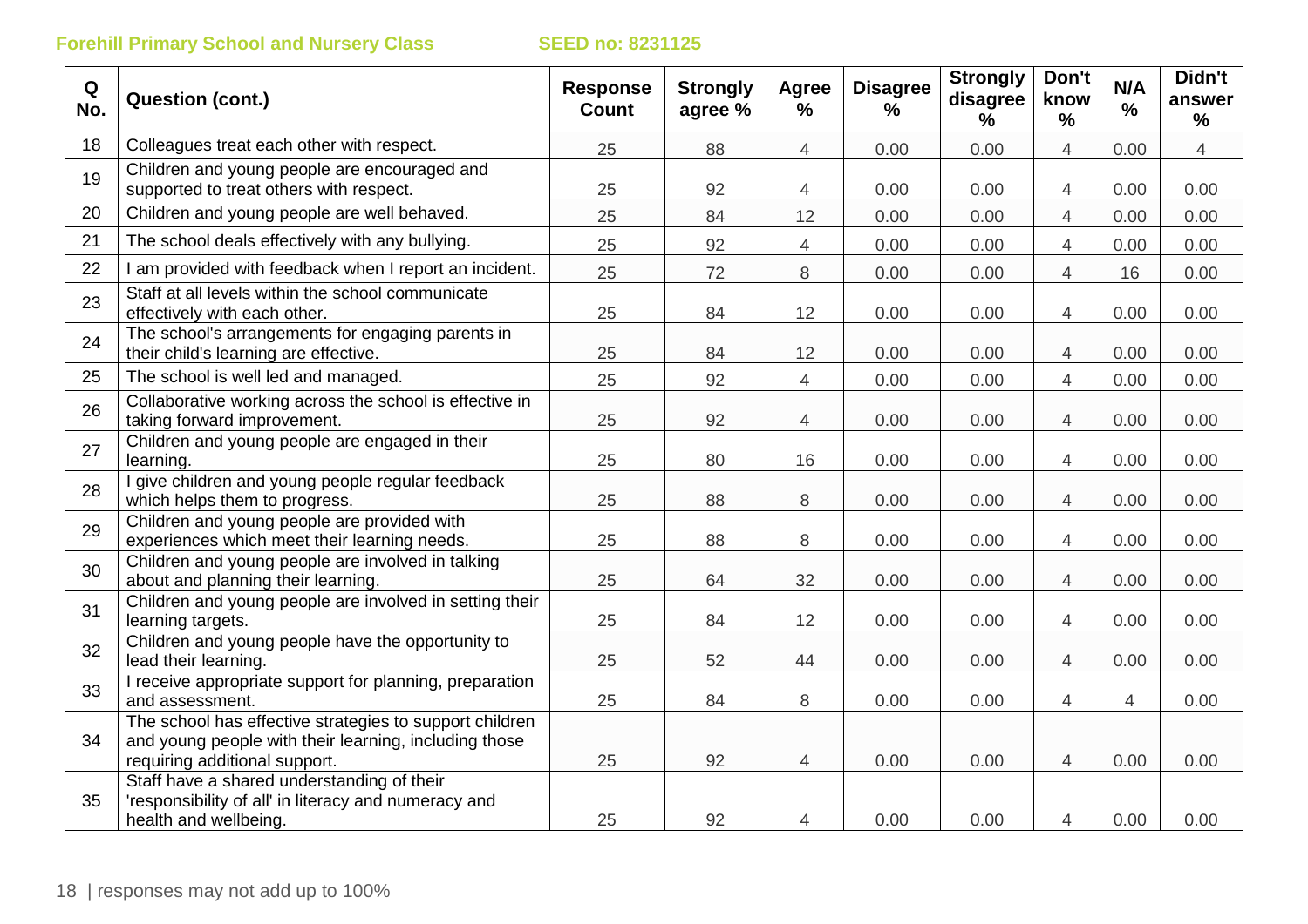Forehill Primary School and Nursery Class SEED no: 8231125

| Q No. | Question (cont.) | Response Count | Strongly agree % | Agree % | Disagree % | Strongly disagree % | Don't know % | N/A % | Didn't answer % |
|---|---|---|---|---|---|---|---|---|---|
| 18 | Colleagues treat each other with respect. | 25 | 88 | 4 | 0.00 | 0.00 | 4 | 0.00 | 4 |
| 19 | Children and young people are encouraged and supported to treat others with respect. | 25 | 92 | 4 | 0.00 | 0.00 | 4 | 0.00 | 0.00 |
| 20 | Children and young people are well behaved. | 25 | 84 | 12 | 0.00 | 0.00 | 4 | 0.00 | 0.00 |
| 21 | The school deals effectively with any bullying. | 25 | 92 | 4 | 0.00 | 0.00 | 4 | 0.00 | 0.00 |
| 22 | I am provided with feedback when I report an incident. | 25 | 72 | 8 | 0.00 | 0.00 | 4 | 16 | 0.00 |
| 23 | Staff at all levels within the school communicate effectively with each other. | 25 | 84 | 12 | 0.00 | 0.00 | 4 | 0.00 | 0.00 |
| 24 | The school's arrangements for engaging parents in their child's learning are effective. | 25 | 84 | 12 | 0.00 | 0.00 | 4 | 0.00 | 0.00 |
| 25 | The school is well led and managed. | 25 | 92 | 4 | 0.00 | 0.00 | 4 | 0.00 | 0.00 |
| 26 | Collaborative working across the school is effective in taking forward improvement. | 25 | 92 | 4 | 0.00 | 0.00 | 4 | 0.00 | 0.00 |
| 27 | Children and young people are engaged in their learning. | 25 | 80 | 16 | 0.00 | 0.00 | 4 | 0.00 | 0.00 |
| 28 | I give children and young people regular feedback which helps them to progress. | 25 | 88 | 8 | 0.00 | 0.00 | 4 | 0.00 | 0.00 |
| 29 | Children and young people are provided with experiences which meet their learning needs. | 25 | 88 | 8 | 0.00 | 0.00 | 4 | 0.00 | 0.00 |
| 30 | Children and young people are involved in talking about and planning their learning. | 25 | 64 | 32 | 0.00 | 0.00 | 4 | 0.00 | 0.00 |
| 31 | Children and young people are involved in setting their learning targets. | 25 | 84 | 12 | 0.00 | 0.00 | 4 | 0.00 | 0.00 |
| 32 | Children and young people have the opportunity to lead their learning. | 25 | 52 | 44 | 0.00 | 0.00 | 4 | 0.00 | 0.00 |
| 33 | I receive appropriate support for planning, preparation and assessment. | 25 | 84 | 8 | 0.00 | 0.00 | 4 | 4 | 0.00 |
| 34 | The school has effective strategies to support children and young people with their learning, including those requiring additional support. | 25 | 92 | 4 | 0.00 | 0.00 | 4 | 0.00 | 0.00 |
| 35 | Staff have a shared understanding of their 'responsibility of all' in literacy and numeracy and health and wellbeing. | 25 | 92 | 4 | 0.00 | 0.00 | 4 | 0.00 | 0.00 |

responses may not add up to 100%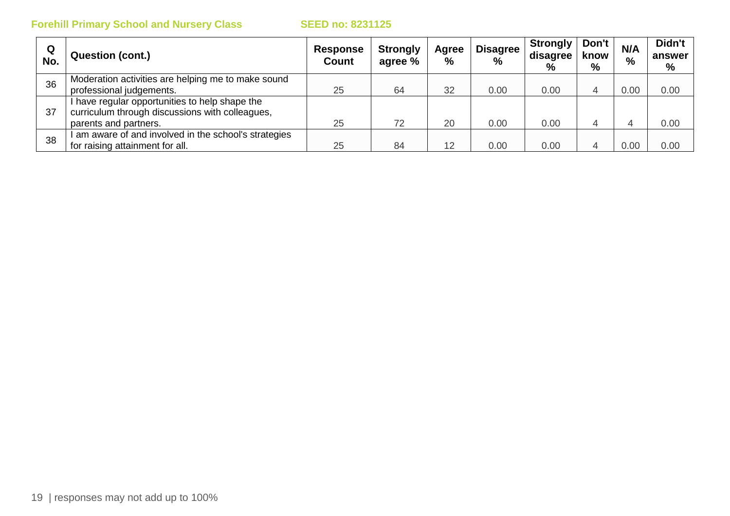**Forehill Primary School and Nursery Class** **SEED no: 8231125**

| Q No. | Question (cont.) | Response Count | Strongly agree % | Agree % | Disagree % | Strongly disagree % | Don't know % | N/A % | Didn't answer % |
|---|---|---|---|---|---|---|---|---|---|
| 36 | Moderation activities are helping me to make sound professional judgements. | 25 | 64 | 32 | 0.00 | 0.00 | 4 | 0.00 | 0.00 |
| 37 | I have regular opportunities to help shape the curriculum through discussions with colleagues, parents and partners. | 25 | 72 | 20 | 0.00 | 0.00 | 4 | 4 | 0.00 |
| 38 | I am aware of and involved in the school's strategies for raising attainment for all. | 25 | 84 | 12 | 0.00 | 0.00 | 4 | 0.00 | 0.00 |

responses may not add up to 100%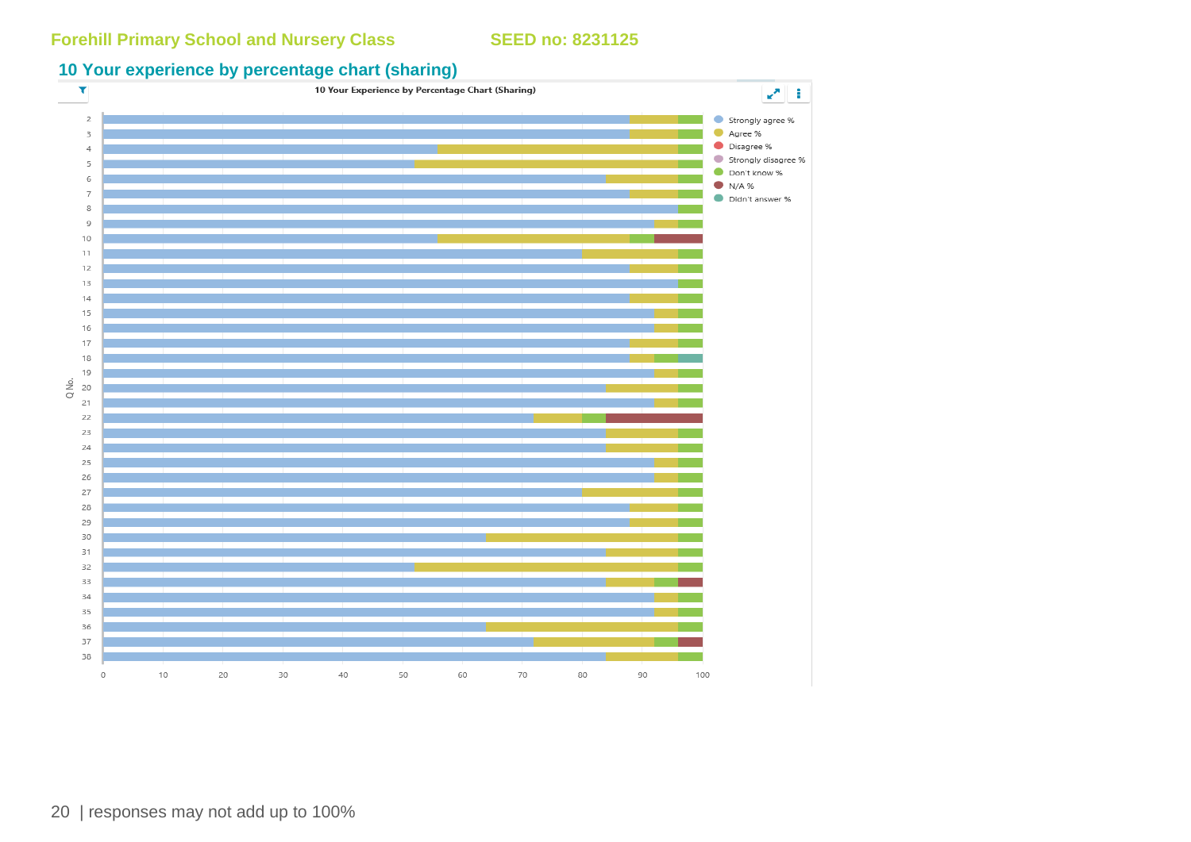Forehill Primary School and Nursery Class SEED no: 8231125

## 10 Your experience by percentage chart (sharing)

10 Your Experience by Percentage Chart (Sharing)

Strongly agree %
Agree %
Disagree %
Strongly disagree %
Don't know %
N/A %
Didn't answer %

Q No.

2
3
4
5
6
7
8
9
10
11
12
13
14
15
16
17
18
19
20
21
22
23
24
25
26
27
28
29
30
31
32
33
34
35
36
37
38

0 10 20 30 40 50 60 70 80 90 100

responses may not add up to 100%